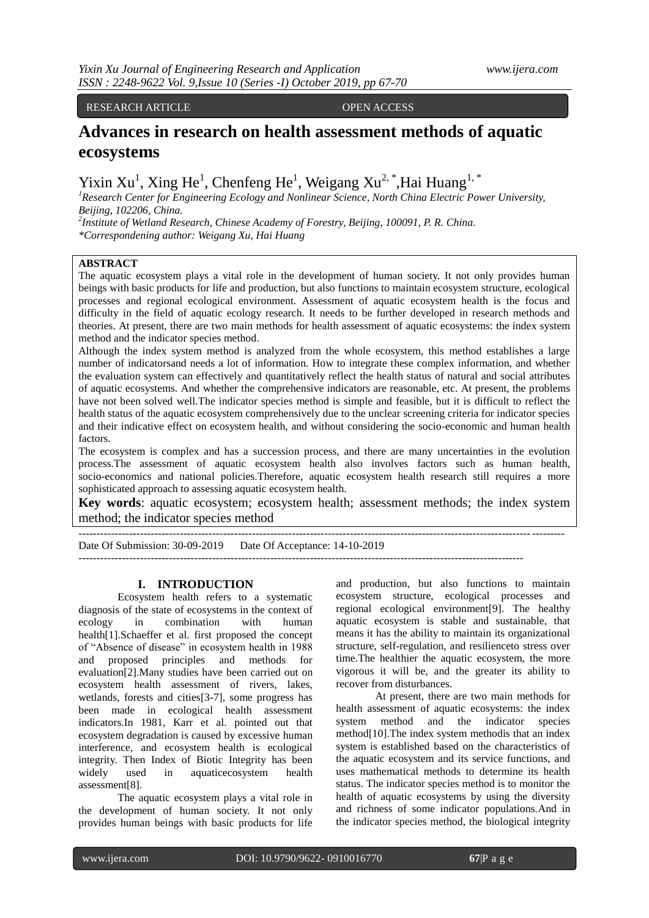RESEARCH ARTICLE OPEN ACCESS

# Advances in research on health assessment methods of aquatic ecosystems

Yixin Xu[1], Xing He[1], Chenfeng He[1], Weigang Xu[2,*], Hai Huang[1,*]

[1]Research Center for Engineering Ecology and Nonlinear Science, North China Electric Power University, Beijing, 102206, China.

[2]Institute of Wetland Research, Chinese Academy of Forestry, Beijing, 100091, P. R. China.

*Correspondening author: Weigang Xu, Hai Huang

**ABSTRACT**

The aquatic ecosystem plays a vital role in the development of human society. It not only provides human beings with basic products for life and production, but also functions to maintain ecosystem structure, ecological processes and regional ecological environment. Assessment of aquatic ecosystem health is the focus and difficulty in the field of aquatic ecology research. It needs to be further developed in research methods and theories. At present, there are two main methods for health assessment of aquatic ecosystems: the index system method and the indicator species method.

Although the index system method is analyzed from the whole ecosystem, this method establishes a large number of indicatorsand needs a lot of information. How to integrate these complex information, and whether the evaluation system can effectively and quantitatively reflect the health status of natural and social attributes of aquatic ecosystems. And whether the comprehensive indicators are reasonable, etc. At present, the problems have not been solved well.The indicator species method is simple and feasible, but it is difficult to reflect the health status of the aquatic ecosystem comprehensively due to the unclear screening criteria for indicator species and their indicative effect on ecosystem health, and without considering the socio-economic and human health factors.

The ecosystem is complex and has a succession process, and there are many uncertainties in the evolution process.The assessment of aquatic ecosystem health also involves factors such as human health, socio-economics and national policies.Therefore, aquatic ecosystem health research still requires a more sophisticated approach to assessing aquatic ecosystem health.

**Key words**: aquatic ecosystem; ecosystem health; assessment methods; the index system method; the indicator species method

Date Of Submission: 30-09-2019 Date Of Acceptance: 14-10-2019

## I. INTRODUCTION

Ecosystem health refers to a systematic diagnosis of the state of ecosystems in the context of ecology in combination with human health[1].Schaeffer et al. first proposed the concept of "Absence of disease" in ecosystem health in 1988 and proposed principles and methods for evaluation[2].Many studies have been carried out on ecosystem health assessment of rivers, lakes, wetlands, forests and cities[3-7], some progress has been made in ecological health assessment indicators.In 1981, Karr et al. pointed out that ecosystem degradation is caused by excessive human interference, and ecosystem health is ecological integrity. Then Index of Biotic Integrity has been widely used in aquaticecosystem health assessment[8].

The aquatic ecosystem plays a vital role in the development of human society. It not only provides human beings with basic products for life and production, but also functions to maintain ecosystem structure, ecological processes and regional ecological environment[9]. The healthy aquatic ecosystem is stable and sustainable, that means it has the ability to maintain its organizational structure, self-regulation, and resilienceto stress over time.The healthier the aquatic ecosystem, the more vigorous it will be, and the greater its ability to recover from disturbances.

At present, there are two main methods for health assessment of aquatic ecosystems: the index system method and the indicator species method[10].The index system methodis that an index system is established based on the characteristics of the aquatic ecosystem and its service functions, and uses mathematical methods to determine its health status. The indicator species method is to monitor the health of aquatic ecosystems by using the diversity and richness of some indicator populations.And in the indicator species method, the biological integrity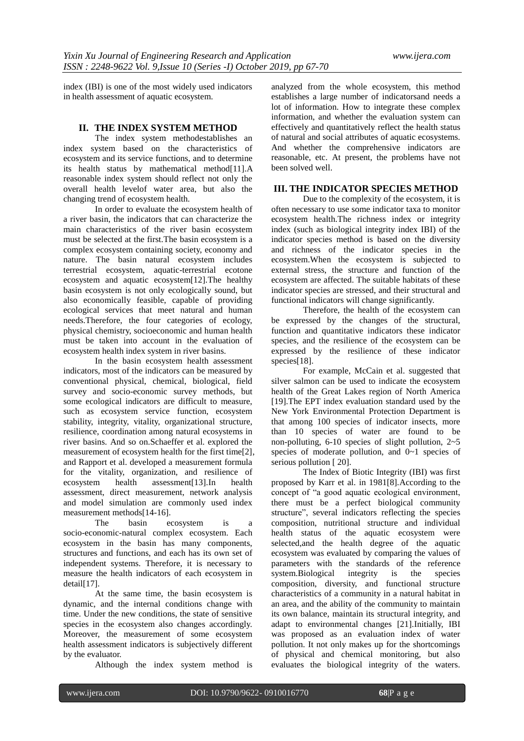index (IBI) is one of the most widely used indicators in health assessment of aquatic ecosystem.

## II. THE INDEX SYSTEM METHOD

The index system methodestablishes an index system based on the characteristics of ecosystem and its service functions, and to determine its health status by mathematical method[11].A reasonable index system should reflect not only the overall health levelof water area, but also the changing trend of ecosystem health.

In order to evaluate the ecosystem health of a river basin, the indicators that can characterize the main characteristics of the river basin ecosystem must be selected at the first.The basin ecosystem is a complex ecosystem containing society, economy and nature. The basin natural ecosystem includes terrestrial ecosystem, aquatic-terrestrial ecotone ecosystem and aquatic ecosystem[12].The healthy basin ecosystem is not only ecologically sound, but also economically feasible, capable of providing ecological services that meet natural and human needs.Therefore, the four categories of ecology, physical chemistry, socioeconomic and human health must be taken into account in the evaluation of ecosystem health index system in river basins.

In the basin ecosystem health assessment indicators, most of the indicators can be measured by conventional physical, chemical, biological, field survey and socio-economic survey methods, but some ecological indicators are difficult to measure, such as ecosystem service function, ecosystem stability, integrity, vitality, organizational structure, resilience, coordination among natural ecosystems in river basins. And so on.Schaeffer et al. explored the measurement of ecosystem health for the first time[2], and Rapport et al. developed a measurement formula for the vitality, organization, and resilience of ecosystem health assessment[13].In health assessment, direct measurement, network analysis and model simulation are commonly used index measurement methods[14-16].

The basin ecosystem is a socio-economic-natural complex ecosystem. Each ecosystem in the basin has many components, structures and functions, and each has its own set of independent systems. Therefore, it is necessary to measure the health indicators of each ecosystem in detail[17].

At the same time, the basin ecosystem is dynamic, and the internal conditions change with time. Under the new conditions, the state of sensitive species in the ecosystem also changes accordingly. Moreover, the measurement of some ecosystem health assessment indicators is subjectively different by the evaluator.

Although the index system method is analyzed from the whole ecosystem, this method establishes a large number of indicatorsand needs a lot of information. How to integrate these complex information, and whether the evaluation system can effectively and quantitatively reflect the health status of natural and social attributes of aquatic ecosystems. And whether the comprehensive indicators are reasonable, etc. At present, the problems have not been solved well.

## III. THE INDICATOR SPECIES METHOD

Due to the complexity of the ecosystem, it is often necessary to use some indicator taxa to monitor ecosystem health.The richness index or integrity index (such as biological integrity index IBI) of the indicator species method is based on the diversity and richness of the indicator species in the ecosystem.When the ecosystem is subjected to external stress, the structure and function of the ecosystem are affected. The suitable habitats of these indicator species are stressed, and their structural and functional indicators will change significantly.

Therefore, the health of the ecosystem can be expressed by the changes of the structural, function and quantitative indicators these indicator species, and the resilience of the ecosystem can be expressed by the resilience of these indicator species[18].

For example, McCain et al. suggested that silver salmon can be used to indicate the ecosystem health of the Great Lakes region of North America [19].The EPT index evaluation standard used by the New York Environmental Protection Department is that among 100 species of indicator insects, more than 10 species of water are found to be non-polluting, 6-10 species of slight pollution, 2~5 species of moderate pollution, and 0~1 species of serious pollution [ 20].

The Index of Biotic Integrity (IBI) was first proposed by Karr et al. in 1981[8].According to the concept of "a good aquatic ecological environment, there must be a perfect biological community structure", several indicators reflecting the species composition, nutritional structure and individual health status of the aquatic ecosystem were selected,and the health degree of the aquatic ecosystem was evaluated by comparing the values of parameters with the standards of the reference system.Biological integrity is the species composition, diversity, and functional structure characteristics of a community in a natural habitat in an area, and the ability of the community to maintain its own balance, maintain its structural integrity, and adapt to environmental changes [21].Initially, IBI was proposed as an evaluation index of water pollution. It not only makes up for the shortcomings of physical and chemical monitoring, but also evaluates the biological integrity of the waters.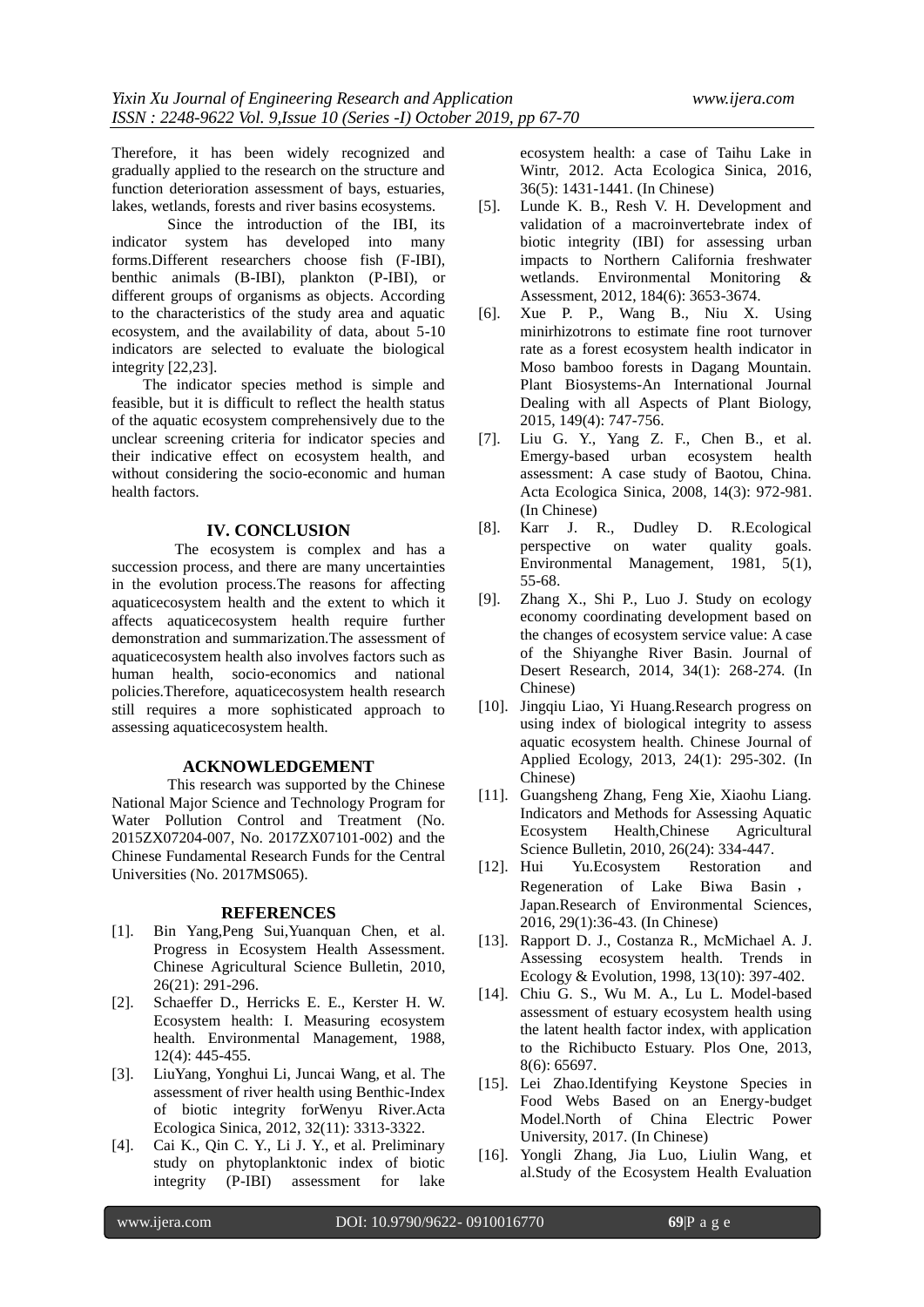Therefore, it has been widely recognized and gradually applied to the research on the structure and function deterioration assessment of bays, estuaries, lakes, wetlands, forests and river basins ecosystems.

Since the introduction of the IBI, its indicator system has developed into many forms.Different researchers choose fish (F-IBI), benthic animals (B-IBI), plankton (P-IBI), or different groups of organisms as objects. According to the characteristics of the study area and aquatic ecosystem, and the availability of data, about 5-10 indicators are selected to evaluate the biological integrity [22,23].

The indicator species method is simple and feasible, but it is difficult to reflect the health status of the aquatic ecosystem comprehensively due to the unclear screening criteria for indicator species and their indicative effect on ecosystem health, and without considering the socio-economic and human health factors.

## IV. CONCLUSION

The ecosystem is complex and has a succession process, and there are many uncertainties in the evolution process.The reasons for affecting aquaticecosystem health and the extent to which it affects aquaticecosystem health require further demonstration and summarization.The assessment of aquaticecosystem health also involves factors such as human health, socio-economics and national policies.Therefore, aquaticecosystem health research still requires a more sophisticated approach to assessing aquaticecosystem health.

## ACKNOWLEDGEMENT

This research was supported by the Chinese National Major Science and Technology Program for Water Pollution Control and Treatment (No. 2015ZX07204-007, No. 2017ZX07101-002) and the Chinese Fundamental Research Funds for the Central Universities (No. 2017MS065).

## REFERENCES

[1]. Bin Yang,Peng Sui,Yuanquan Chen, et al. Progress in Ecosystem Health Assessment. Chinese Agricultural Science Bulletin, 2010, 26(21): 291-296.

[2]. Schaeffer D., Herricks E. E., Kerster H. W. Ecosystem health: I. Measuring ecosystem health. Environmental Management, 1988, 12(4): 445-455.

[3]. LiuYang, Yonghui Li, Juncai Wang, et al. The assessment of river health using Benthic-Index of biotic integrity forWenyu River.Acta Ecologica Sinica, 2012, 32(11): 3313-3322.

[4]. Cai K., Qin C. Y., Li J. Y., et al. Preliminary study on phytoplanktonic index of biotic integrity (P-IBI) assessment for lake ecosystem health: a case of Taihu Lake in Wintr, 2012. Acta Ecologica Sinica, 2016, 36(5): 1431-1441. (In Chinese)

[5]. Lunde K. B., Resh V. H. Development and validation of a macroinvertebrate index of biotic integrity (IBI) for assessing urban impacts to Northern California freshwater wetlands. Environmental Monitoring & Assessment, 2012, 184(6): 3653-3674.

[6]. Xue P. P., Wang B., Niu X. Using minirhizotrons to estimate fine root turnover rate as a forest ecosystem health indicator in Moso bamboo forests in Dagang Mountain. Plant Biosystems-An International Journal Dealing with all Aspects of Plant Biology, 2015, 149(4): 747-756.

[7]. Liu G. Y., Yang Z. F., Chen B., et al. Emergy-based urban ecosystem health assessment: A case study of Baotou, China. Acta Ecologica Sinica, 2008, 14(3): 972-981. (In Chinese)

[8]. Karr J. R., Dudley D. R.Ecological perspective on water quality goals. Environmental Management, 1981, 5(1), 55-68.

[9]. Zhang X., Shi P., Luo J. Study on ecology economy coordinating development based on the changes of ecosystem service value: A case of the Shiyanghe River Basin. Journal of Desert Research, 2014, 34(1): 268-274. (In Chinese)

[10]. Jingqiu Liao, Yi Huang.Research progress on using index of biological integrity to assess aquatic ecosystem health. Chinese Journal of Applied Ecology, 2013, 24(1): 295-302. (In Chinese)

[11]. Guangsheng Zhang, Feng Xie, Xiaohu Liang. Indicators and Methods for Assessing Aquatic Ecosystem Health,Chinese Agricultural Science Bulletin, 2010, 26(24): 334-447.

[12]. Hui Yu.Ecosystem Restoration and Regeneration of Lake Biwa Basin，Japan.Research of Environmental Sciences, 2016, 29(1):36-43. (In Chinese)

[13]. Rapport D. J., Costanza R., McMichael A. J. Assessing ecosystem health. Trends in Ecology & Evolution, 1998, 13(10): 397-402.

[14]. Chiu G. S., Wu M. A., Lu L. Model-based assessment of estuary ecosystem health using the latent health factor index, with application to the Richibucto Estuary. Plos One, 2013, 8(6): 65697.

[15]. Lei Zhao.Identifying Keystone Species in Food Webs Based on an Energy-budget Model.North of China Electric Power University, 2017. (In Chinese)

[16]. Yongli Zhang, Jia Luo, Liulin Wang, et al.Study of the Ecosystem Health Evaluation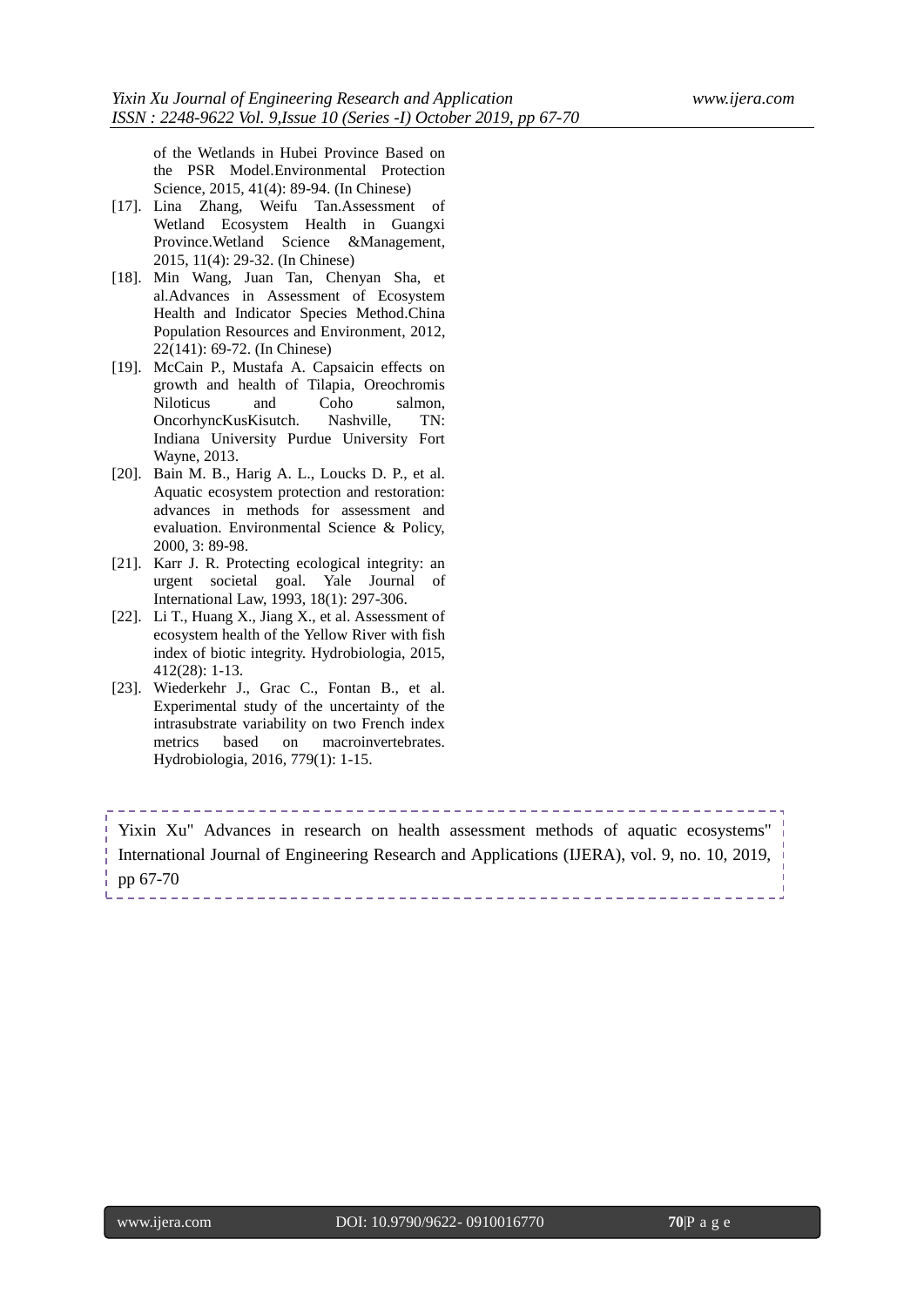of the Wetlands in Hubei Province Based on the PSR Model.Environmental Protection Science, 2015, 41(4): 89-94. (In Chinese)

[17]. Lina Zhang, Weifu Tan.Assessment of Wetland Ecosystem Health in Guangxi Province.Wetland Science &Management, 2015, 11(4): 29-32. (In Chinese)

[18]. Min Wang, Juan Tan, Chenyan Sha, et al.Advances in Assessment of Ecosystem Health and Indicator Species Method.China Population Resources and Environment, 2012, 22(141): 69-72. (In Chinese)

[19]. McCain P., Mustafa A. Capsaicin effects on growth and health of Tilapia, Oreochromis Niloticus and Coho salmon, OncorhyncKusKisutch. Nashville, TN: Indiana University Purdue University Fort Wayne, 2013.

[20]. Bain M. B., Harig A. L., Loucks D. P., et al. Aquatic ecosystem protection and restoration: advances in methods for assessment and evaluation. Environmental Science & Policy, 2000, 3: 89-98.

[21]. Karr J. R. Protecting ecological integrity: an urgent societal goal. Yale Journal of International Law, 1993, 18(1): 297-306.

[22]. Li T., Huang X., Jiang X., et al. Assessment of ecosystem health of the Yellow River with fish index of biotic integrity. Hydrobiologia, 2015, 412(28): 1-13.

[23]. Wiederkehr J., Grac C., Fontan B., et al. Experimental study of the uncertainty of the intrasubstrate variability on two French index metrics based on macroinvertebrates. Hydrobiologia, 2016, 779(1): 1-15.

Yixin Xu" Advances in research on health assessment methods of aquatic ecosystems" International Journal of Engineering Research and Applications (IJERA), vol. 9, no. 10, 2019, pp 67-70